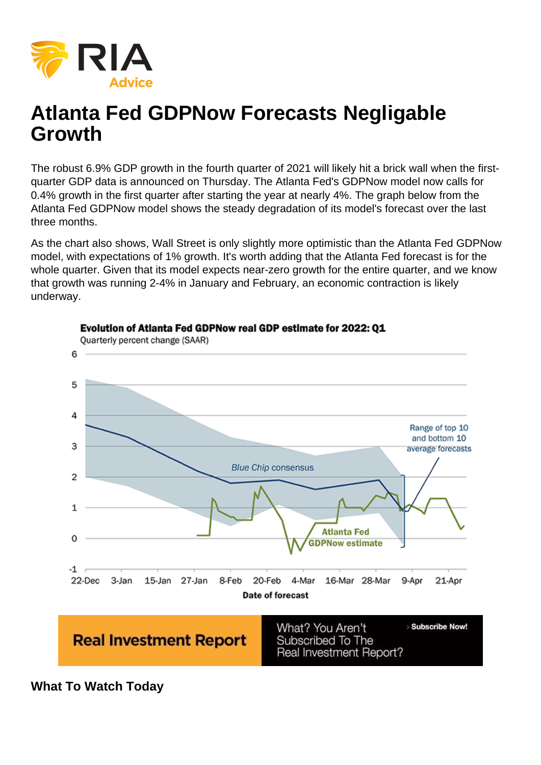# Atlanta Fed GDPNow Forecasts Negligable Growth

The robust 6.9% GDP growth in the fourth quarter of 2021 will likely hit a brick wall when the first-quarter GDP data is announced on Thursday. The Atlanta Fed's GDPNow model now calls for 0.4% growth in the first quarter after starting the year at nearly 4%. The graph below from the Atlanta Fed GDPNow model shows the steady degradation of its model's forecast over the last three months.

As the chart also shows, Wall Street is only slightly more optimistic than the Atlanta Fed GDPNow model, with expectations of 1% growth. It's worth adding that the Atlanta Fed forecast is for the whole quarter. Given that its model expects near-zero growth for the entire quarter, and we know that growth was running 2-4% in January and February, an economic contraction is likely underway.

**Evolution of Atlanta Fed GDPNow real GDP estimate for 2022: Q1**

Quarterly percent change (SAAR)

**Real Investment Report** — What? You Aren't Subscribed To The Real Investment Report? Subscribe Now!

### What To Watch Today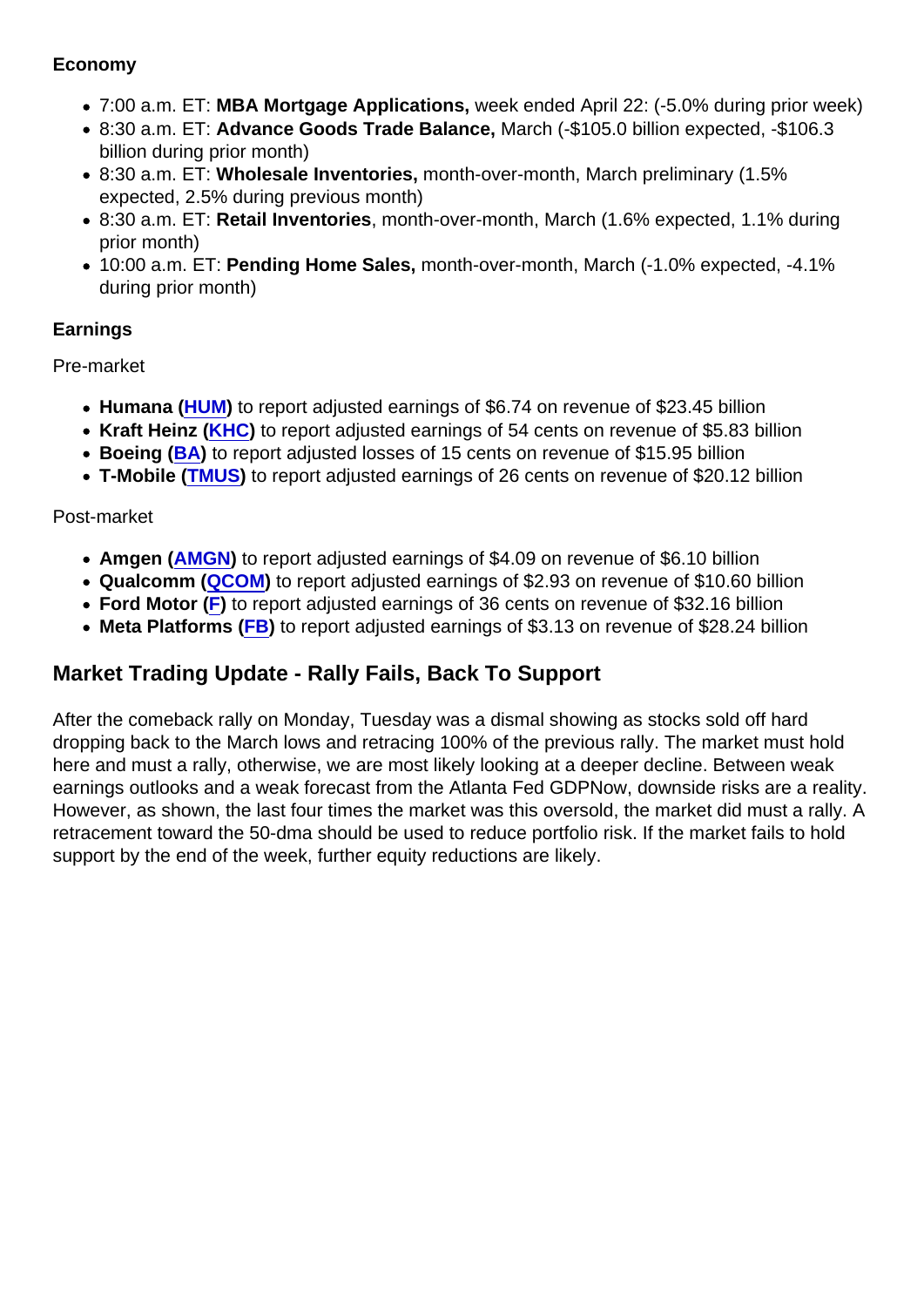**Economy**

- 7:00 a.m. ET: **MBA Mortgage Applications,** week ended April 22: (-5.0% during prior week)
- 8:30 a.m. ET: **Advance Goods Trade Balance,** March (-$105.0 billion expected, -$106.3 billion during prior month)
- 8:30 a.m. ET: **Wholesale Inventories,** month-over-month, March preliminary (1.5% expected, 2.5% during previous month)
- 8:30 a.m. ET: **Retail Inventories**, month-over-month, March (1.6% expected, 1.1% during prior month)
- 10:00 a.m. ET: **Pending Home Sales,** month-over-month, March (-1.0% expected, -4.1% during prior month)

**Earnings**

Pre-market

- **Humana (HUM)** to report adjusted earnings of $6.74 on revenue of $23.45 billion
- **Kraft Heinz (KHC)** to report adjusted earnings of 54 cents on revenue of $5.83 billion
- **Boeing (BA)** to report adjusted losses of 15 cents on revenue of $15.95 billion
- **T-Mobile (TMUS)** to report adjusted earnings of 26 cents on revenue of $20.12 billion

Post-market

- **Amgen (AMGN)** to report adjusted earnings of $4.09 on revenue of $6.10 billion
- **Qualcomm (QCOM)** to report adjusted earnings of $2.93 on revenue of $10.60 billion
- **Ford Motor (F)** to report adjusted earnings of 36 cents on revenue of $32.16 billion
- **Meta Platforms (FB)** to report adjusted earnings of $3.13 on revenue of $28.24 billion

## Market Trading Update - Rally Fails, Back To Support

After the comeback rally on Monday, Tuesday was a dismal showing as stocks sold off hard dropping back to the March lows and retracing 100% of the previous rally. The market must hold here and must a rally, otherwise, we are most likely looking at a deeper decline. Between weak earnings outlooks and a weak forecast from the Atlanta Fed GDPNow, downside risks are a reality. However, as shown, the last four times the market was this oversold, the market did must a rally. A retracement toward the 50-dma should be used to reduce portfolio risk. If the market fails to hold support by the end of the week, further equity reductions are likely.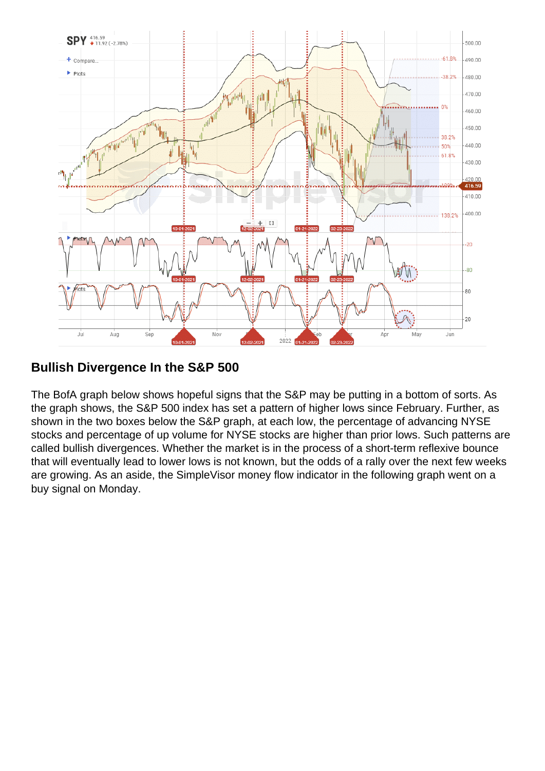## Bullish Divergence In the S&P 500

The BofA graph below shows hopeful signs that the S&P may be putting in a bottom of sorts. As the graph shows, the S&P 500 index has set a pattern of higher lows since February. Further, as shown in the two boxes below the S&P graph, at each low, the percentage of advancing NYSE stocks and percentage of up volume for NYSE stocks are higher than prior lows. Such patterns are called bullish divergences. Whether the market is in the process of a short-term reflexive bounce that will eventually lead to lower lows is not known, but the odds of a rally over the next few weeks are growing. As an aside, the SimpleVisor money flow indicator in the following graph went on a buy signal on Monday.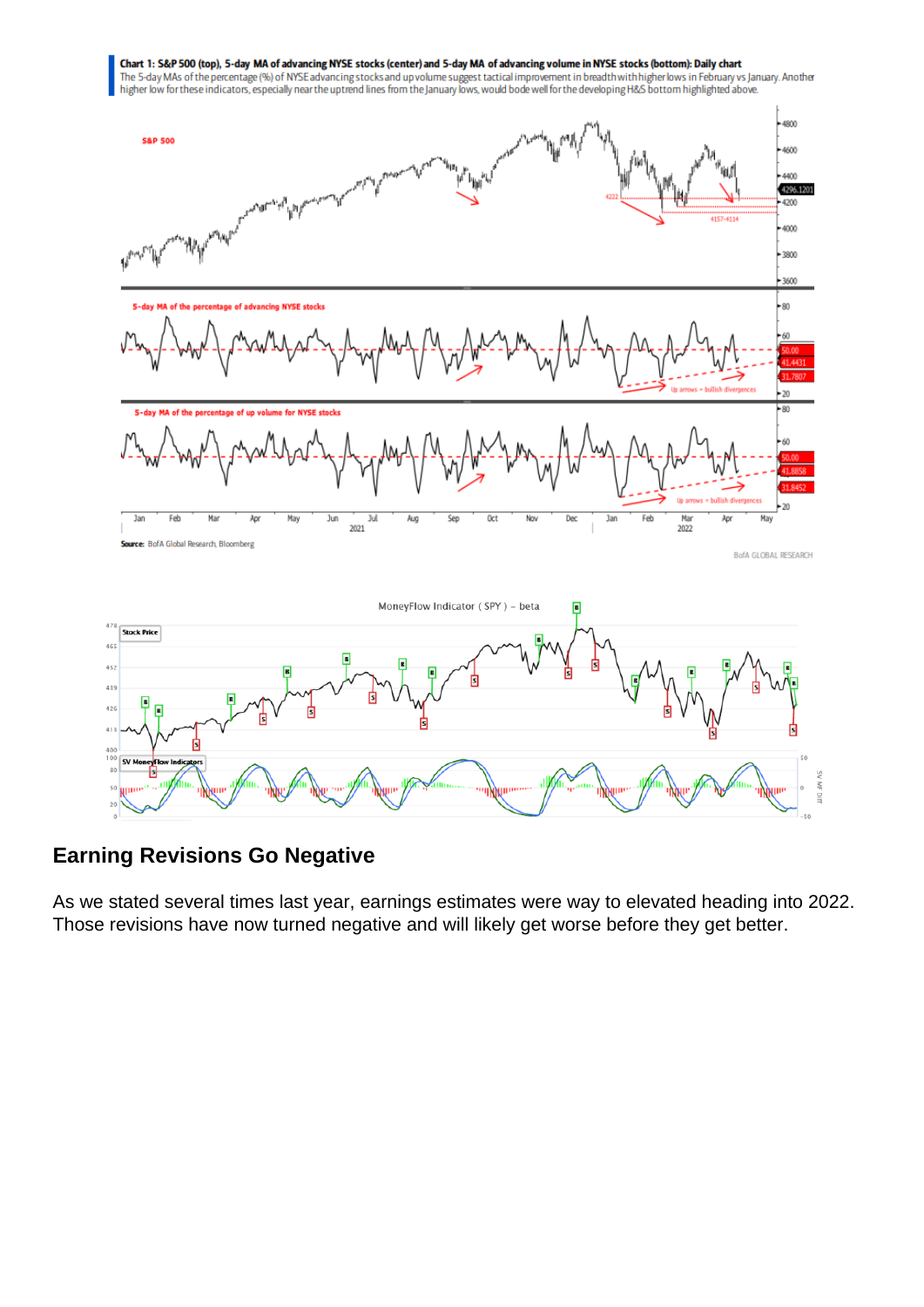**Chart 1: S&P 500 (top), 5-day MA of advancing NYSE stocks (center) and 5-day MA of advancing volume in NYSE stocks (bottom): Daily chart**

The 5-day MAs of the percentage (%) of NYSE advancing stocks and up volume suggest tactical improvement in breadth with higher lows in February vs January. Another higher low for these indicators, especially near the uptrend lines from the January lows, would bode well for the developing H&S bottom highlighted above.

Source: BofA Global Research, Bloomberg

BofA GLOBAL RESEARCH

## Earning Revisions Go Negative

As we stated several times last year, earnings estimates were way to elevated heading into 2022. Those revisions have now turned negative and will likely get worse before they get better.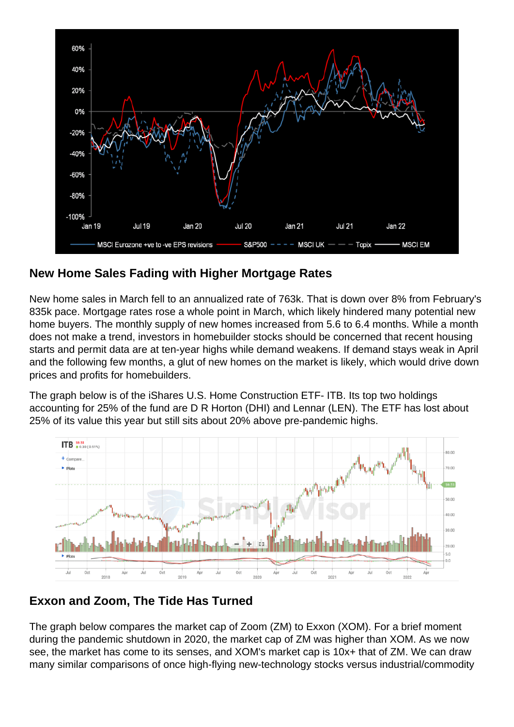## New Home Sales Fading with Higher Mortgage Rates

New home sales in March fell to an annualized rate of 763k. That is down over 8% from February's 835k pace. Mortgage rates rose a whole point in March, which likely hindered many potential new home buyers. The monthly supply of new homes increased from 5.6 to 6.4 months. While a month does not make a trend, investors in homebuilder stocks should be concerned that recent housing starts and permit data are at ten-year highs while demand weakens. If demand stays weak in April and the following few months, a glut of new homes on the market is likely, which would drive down prices and profits for homebuilders.

The graph below is of the iShares U.S. Home Construction ETF- ITB. Its top two holdings accounting for 25% of the fund are D R Horton (DHI) and Lennar (LEN). The ETF has lost about 25% of its value this year but still sits about 20% above pre-pandemic highs.

## Exxon and Zoom, The Tide Has Turned

The graph below compares the market cap of Zoom (ZM) to Exxon (XOM). For a brief moment during the pandemic shutdown in 2020, the market cap of ZM was higher than XOM. As we now see, the market has come to its senses, and XOM's market cap is 10x+ that of ZM. We can draw many similar comparisons of once high-flying new-technology stocks versus industrial/commodity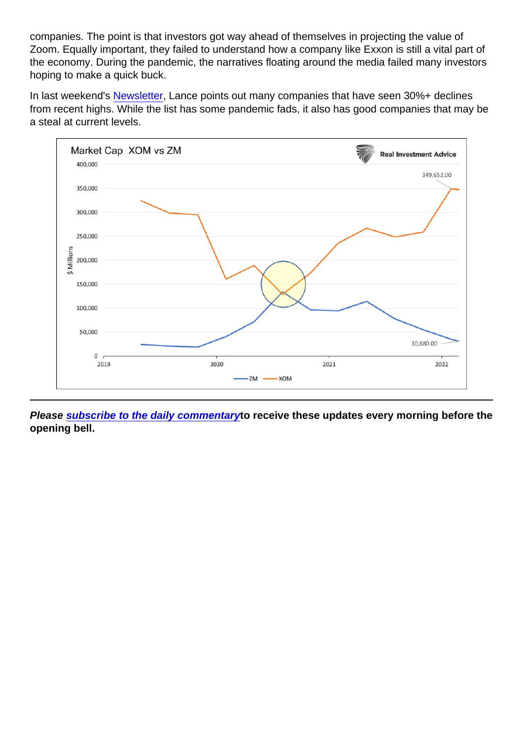companies. The point is that investors got way ahead of themselves in projecting the value of Zoom. Equally important, they failed to understand how a company like Exxon is still a vital part of the economy. During the pandemic, the narratives floating around the media failed many investors hoping to make a quick buck.

In last weekend's Newsletter, Lance points out many companies that have seen 30%+ declines from recent highs. While the list has some pandemic fads, it also has good companies that may be a steal at current levels.

Market Cap XOM vs ZM

Real Investment Advice

$ Millions

400,000
350,000
300,000
250,000
200,000
150,000
100,000
50,000
0

2019
2020
2021
2022

349,652.00
30,880.00

ZM
XOM

---

***Please subscribe to the daily commentary*** **to receive these updates every morning before the opening bell.**